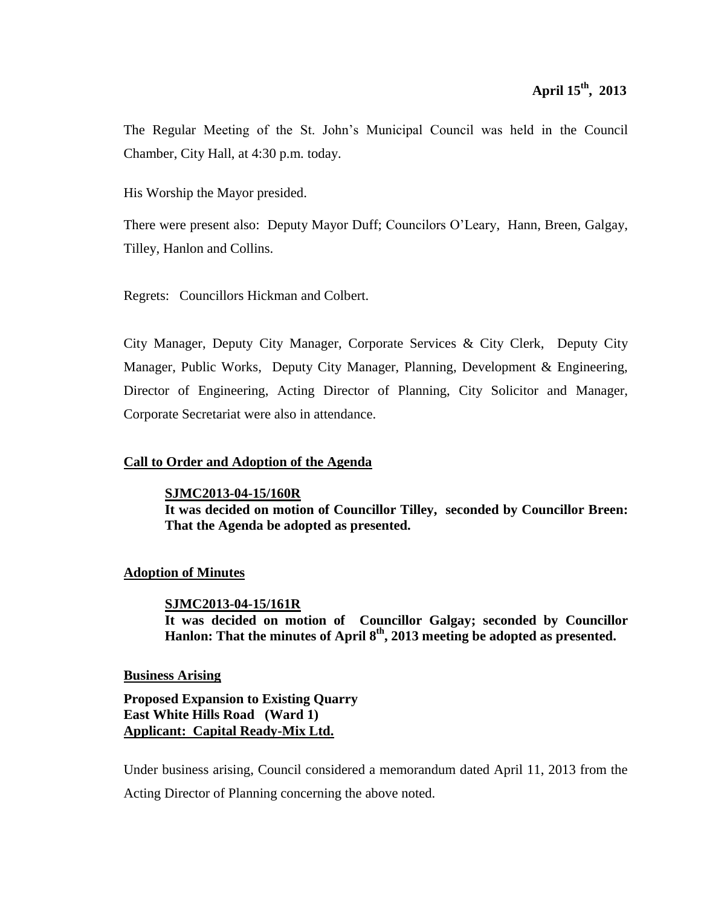**April 15th, 2013**

The Regular Meeting of the St. John's Municipal Council was held in the Council Chamber, City Hall, at 4:30 p.m. today.

His Worship the Mayor presided.

There were present also: Deputy Mayor Duff; Councilors O'Leary, Hann, Breen, Galgay, Tilley, Hanlon and Collins.

Regrets: Councillors Hickman and Colbert.

City Manager, Deputy City Manager, Corporate Services & City Clerk, Deputy City Manager, Public Works, Deputy City Manager, Planning, Development & Engineering, Director of Engineering, Acting Director of Planning, City Solicitor and Manager, Corporate Secretariat were also in attendance.

## Call to Order and Adoption of the Agenda

**SJMC2013-04-15/160R**
**It was decided on motion of Councillor Tilley, seconded by Councillor Breen: That the Agenda be adopted as presented.**

## Adoption of Minutes

**SJMC2013-04-15/161R**
**It was decided on motion of Councillor Galgay; seconded by Councillor Hanlon: That the minutes of April 8th, 2013 meeting be adopted as presented.**

## Business Arising

**Proposed Expansion to Existing Quarry**
**East White Hills Road (Ward 1)**
**Applicant: Capital Ready-Mix Ltd.**

Under business arising, Council considered a memorandum dated April 11, 2013 from the Acting Director of Planning concerning the above noted.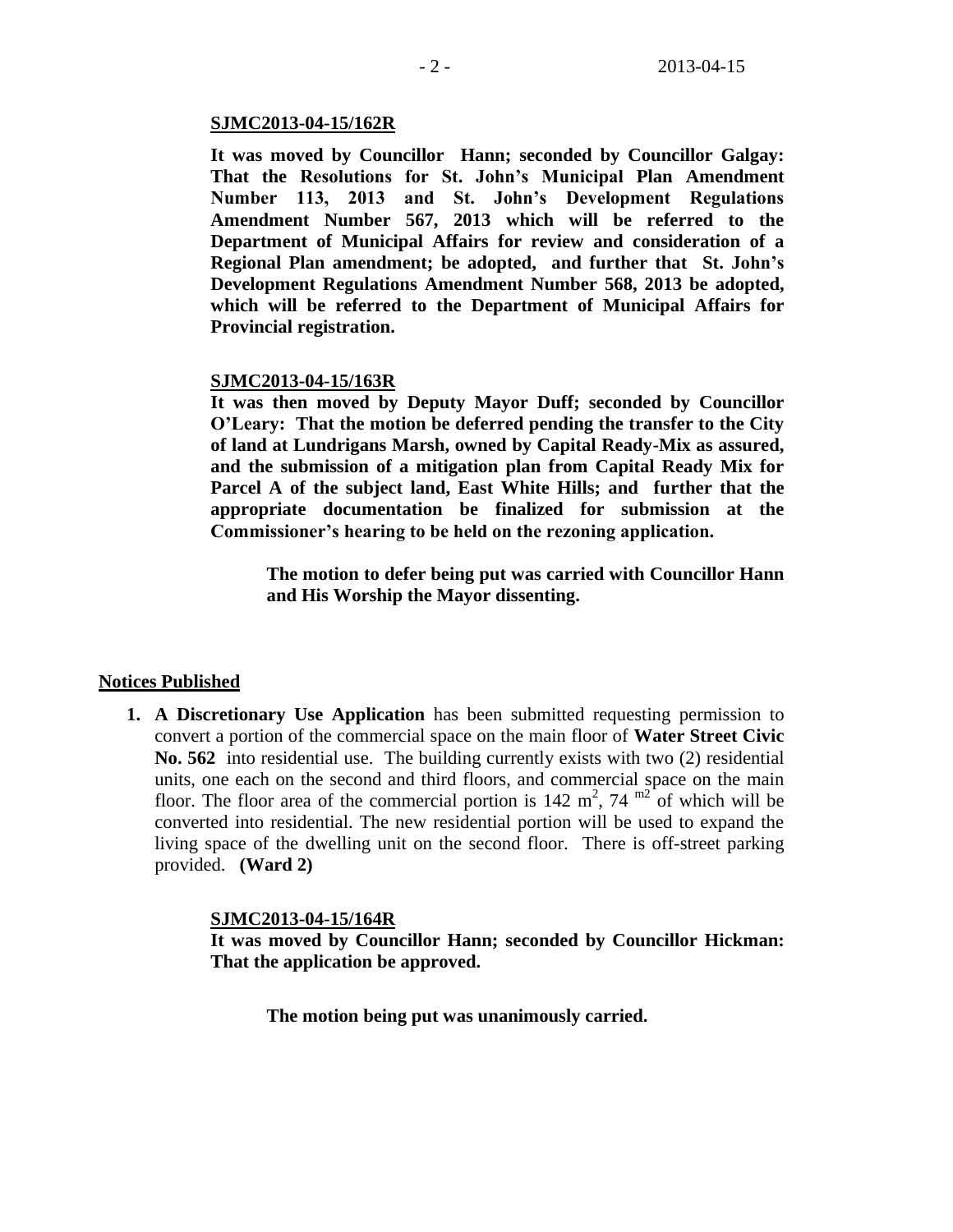**SJMC2013-04-15/162R**

**It was moved by Councillor Hann; seconded by Councillor Galgay: That the Resolutions for St. John's Municipal Plan Amendment Number 113, 2013 and St. John's Development Regulations Amendment Number 567, 2013 which will be referred to the Department of Municipal Affairs for review and consideration of a Regional Plan amendment; be adopted, and further that St. John's Development Regulations Amendment Number 568, 2013 be adopted, which will be referred to the Department of Municipal Affairs for Provincial registration.**

**SJMC2013-04-15/163R**

**It was then moved by Deputy Mayor Duff; seconded by Councillor O'Leary: That the motion be deferred pending the transfer to the City of land at Lundrigans Marsh, owned by Capital Ready-Mix as assured, and the submission of a mitigation plan from Capital Ready Mix for Parcel A of the subject land, East White Hills; and further that the appropriate documentation be finalized for submission at the Commissioner's hearing to be held on the rezoning application.**

**The motion to defer being put was carried with Councillor Hann and His Worship the Mayor dissenting.**

**Notices Published**

1. **A Discretionary Use Application** has been submitted requesting permission to convert a portion of the commercial space on the main floor of **Water Street Civic No. 562** into residential use. The building currently exists with two (2) residential units, one each on the second and third floors, and commercial space on the main floor. The floor area of the commercial portion is 142 $m^2$, 74 $^{m2}$ of which will be converted into residential. The new residential portion will be used to expand the living space of the dwelling unit on the second floor. There is off-street parking provided. **(Ward 2)**

**SJMC2013-04-15/164R**

**It was moved by Councillor Hann; seconded by Councillor Hickman: That the application be approved.**

**The motion being put was unanimously carried.**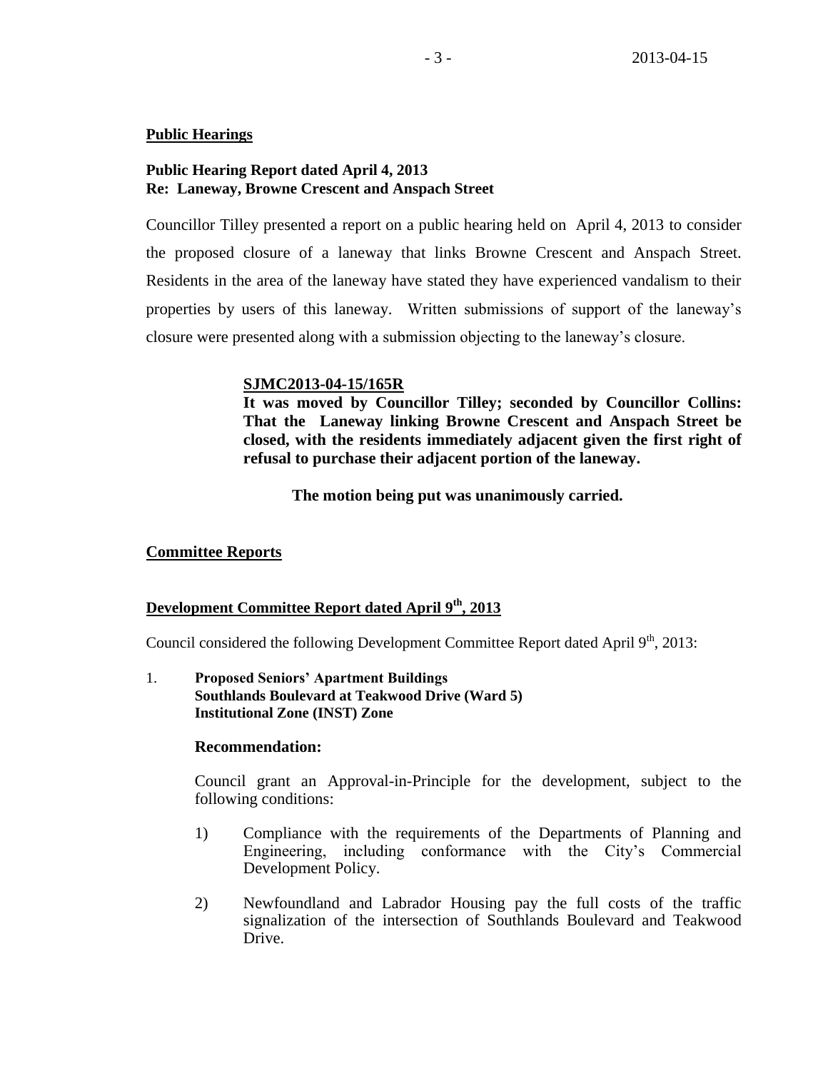## Public Hearings

**Public Hearing Report dated April 4, 2013**
**Re: Laneway, Browne Crescent and Anspach Street**

Councillor Tilley presented a report on a public hearing held on April 4, 2013 to consider the proposed closure of a laneway that links Browne Crescent and Anspach Street. Residents in the area of the laneway have stated they have experienced vandalism to their properties by users of this laneway. Written submissions of support of the laneway's closure were presented along with a submission objecting to the laneway's closure.

**SJMC2013-04-15/165R**
**It was moved by Councillor Tilley; seconded by Councillor Collins: That the Laneway linking Browne Crescent and Anspach Street be closed, with the residents immediately adjacent given the first right of refusal to purchase their adjacent portion of the laneway.**

**The motion being put was unanimously carried.**

## Committee Reports

### Development Committee Report dated April 9th, 2013

Council considered the following Development Committee Report dated April 9th, 2013:

1. **Proposed Seniors' Apartment Buildings**
   **Southlands Boulevard at Teakwood Drive (Ward 5)**
   **Institutional Zone (INST) Zone**

   **Recommendation:**

   Council grant an Approval-in-Principle for the development, subject to the following conditions:

   1) Compliance with the requirements of the Departments of Planning and Engineering, including conformance with the City's Commercial Development Policy.

   2) Newfoundland and Labrador Housing pay the full costs of the traffic signalization of the intersection of Southlands Boulevard and Teakwood Drive.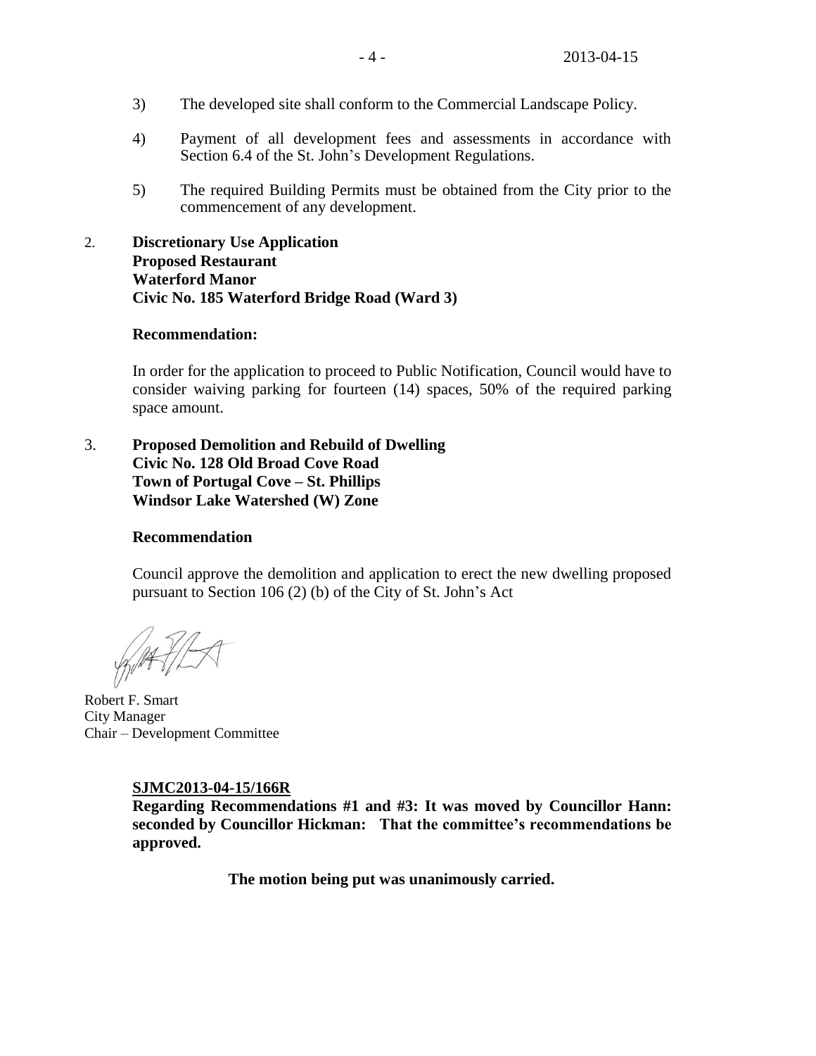3) The developed site shall conform to the Commercial Landscape Policy.

4) Payment of all development fees and assessments in accordance with Section 6.4 of the St. John's Development Regulations.

5) The required Building Permits must be obtained from the City prior to the commencement of any development.

2. **Discretionary Use Application**
   **Proposed Restaurant**
   **Waterford Manor**
   **Civic No. 185 Waterford Bridge Road (Ward 3)**

   **Recommendation:**

   In order for the application to proceed to Public Notification, Council would have to consider waiving parking for fourteen (14) spaces, 50% of the required parking space amount.

3. **Proposed Demolition and Rebuild of Dwelling**
   **Civic No. 128 Old Broad Cove Road**
   **Town of Portugal Cove – St. Phillips**
   **Windsor Lake Watershed (W) Zone**

   **Recommendation**

   Council approve the demolition and application to erect the new dwelling proposed pursuant to Section 106 (2) (b) of the City of St. John's Act

Robert F. Smart
City Manager
Chair – Development Committee

**SJMC2013-04-15/166R**

**Regarding Recommendations #1 and #3: It was moved by Councillor Hann: seconded by Councillor Hickman: That the committee's recommendations be approved.**

**The motion being put was unanimously carried.**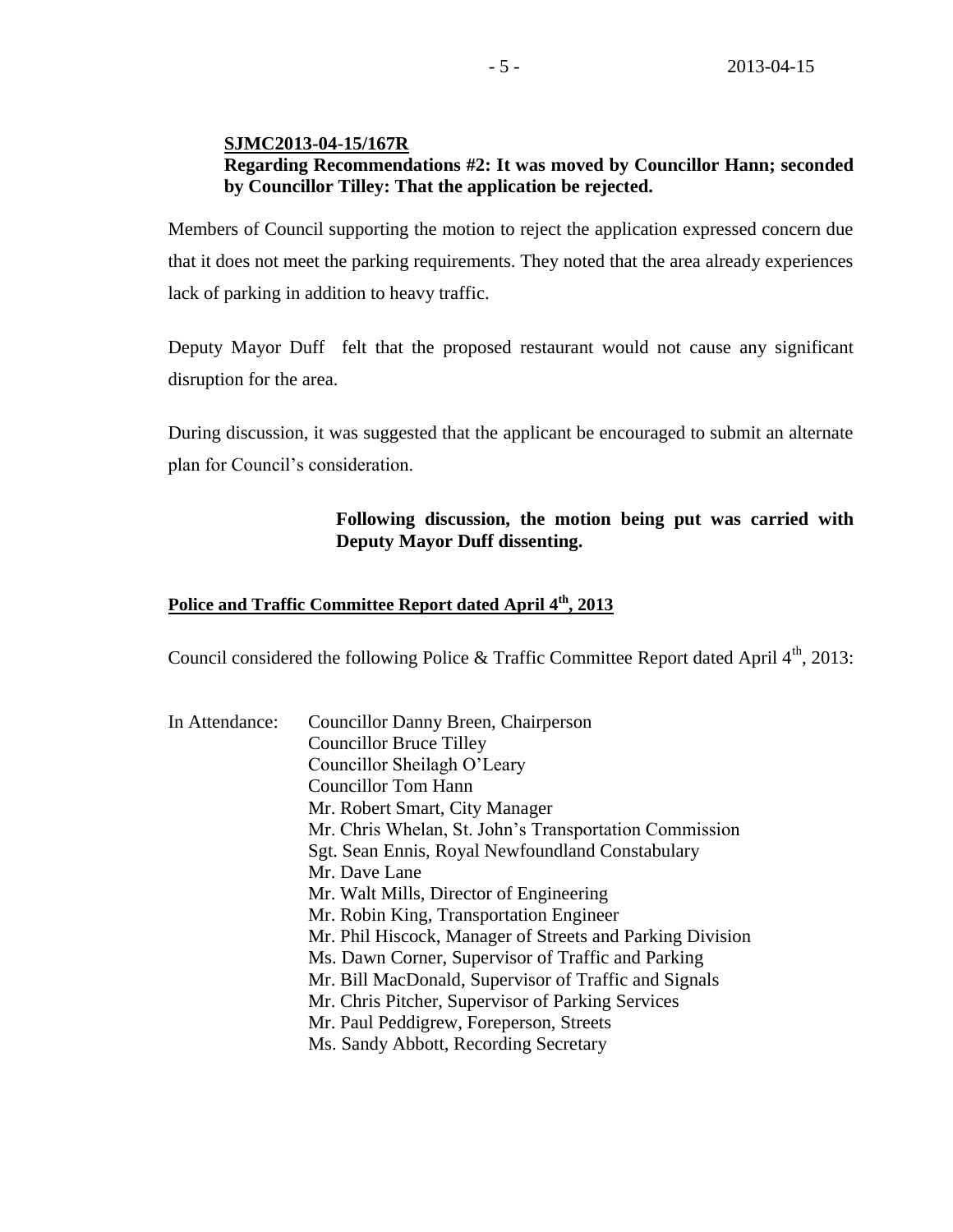**SJMC2013-04-15/167R**
**Regarding Recommendations #2: It was moved by Councillor Hann; seconded by Councillor Tilley: That the application be rejected.**

Members of Council supporting the motion to reject the application expressed concern due that it does not meet the parking requirements. They noted that the area already experiences lack of parking in addition to heavy traffic.

Deputy Mayor Duff felt that the proposed restaurant would not cause any significant disruption for the area.

During discussion, it was suggested that the applicant be encouraged to submit an alternate plan for Council's consideration.

**Following discussion, the motion being put was carried with Deputy Mayor Duff dissenting.**

## Police and Traffic Committee Report dated April 4th, 2013

Council considered the following Police & Traffic Committee Report dated April 4th, 2013:

In Attendance:
- Councillor Danny Breen, Chairperson
- Councillor Bruce Tilley
- Councillor Sheilagh O'Leary
- Councillor Tom Hann
- Mr. Robert Smart, City Manager
- Mr. Chris Whelan, St. John's Transportation Commission
- Sgt. Sean Ennis, Royal Newfoundland Constabulary
- Mr. Dave Lane
- Mr. Walt Mills, Director of Engineering
- Mr. Robin King, Transportation Engineer
- Mr. Phil Hiscock, Manager of Streets and Parking Division
- Ms. Dawn Corner, Supervisor of Traffic and Parking
- Mr. Bill MacDonald, Supervisor of Traffic and Signals
- Mr. Chris Pitcher, Supervisor of Parking Services
- Mr. Paul Peddigrew, Foreperson, Streets
- Ms. Sandy Abbott, Recording Secretary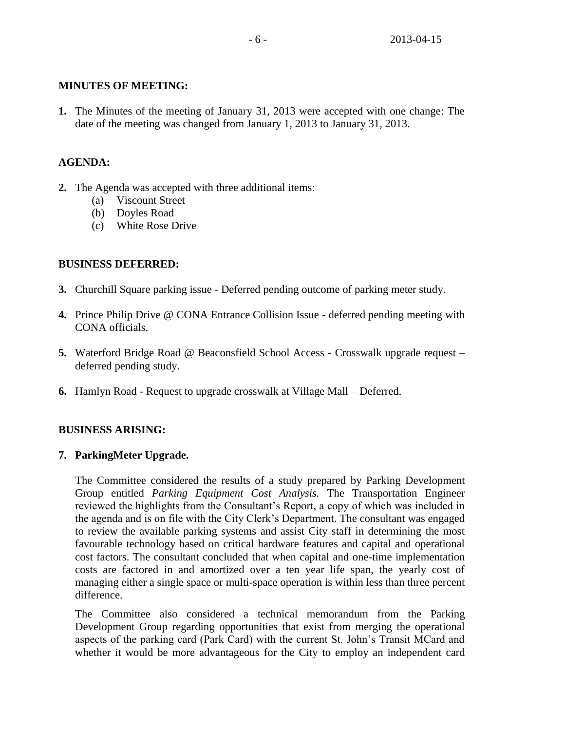**MINUTES OF MEETING:**

**1.** The Minutes of the meeting of January 31, 2013 were accepted with one change: The date of the meeting was changed from January 1, 2013 to January 31, 2013.

**AGENDA:**

**2.** The Agenda was accepted with three additional items:
   (a) Viscount Street
   (b) Doyles Road
   (c) White Rose Drive

**BUSINESS DEFERRED:**

**3.** Churchill Square parking issue - Deferred pending outcome of parking meter study.

**4.** Prince Philip Drive @ CONA Entrance Collision Issue - deferred pending meeting with CONA officials.

**5.** Waterford Bridge Road @ Beaconsfield School Access - Crosswalk upgrade request – deferred pending study.

**6.** Hamlyn Road - Request to upgrade crosswalk at Village Mall – Deferred.

**BUSINESS ARISING:**

**7. ParkingMeter Upgrade.**

The Committee considered the results of a study prepared by Parking Development Group entitled *Parking Equipment Cost Analysis.* The Transportation Engineer reviewed the highlights from the Consultant's Report, a copy of which was included in the agenda and is on file with the City Clerk's Department. The consultant was engaged to review the available parking systems and assist City staff in determining the most favourable technology based on critical hardware features and capital and operational cost factors. The consultant concluded that when capital and one-time implementation costs are factored in and amortized over a ten year life span, the yearly cost of managing either a single space or multi-space operation is within less than three percent difference.

The Committee also considered a technical memorandum from the Parking Development Group regarding opportunities that exist from merging the operational aspects of the parking card (Park Card) with the current St. John's Transit MCard and whether it would be more advantageous for the City to employ an independent card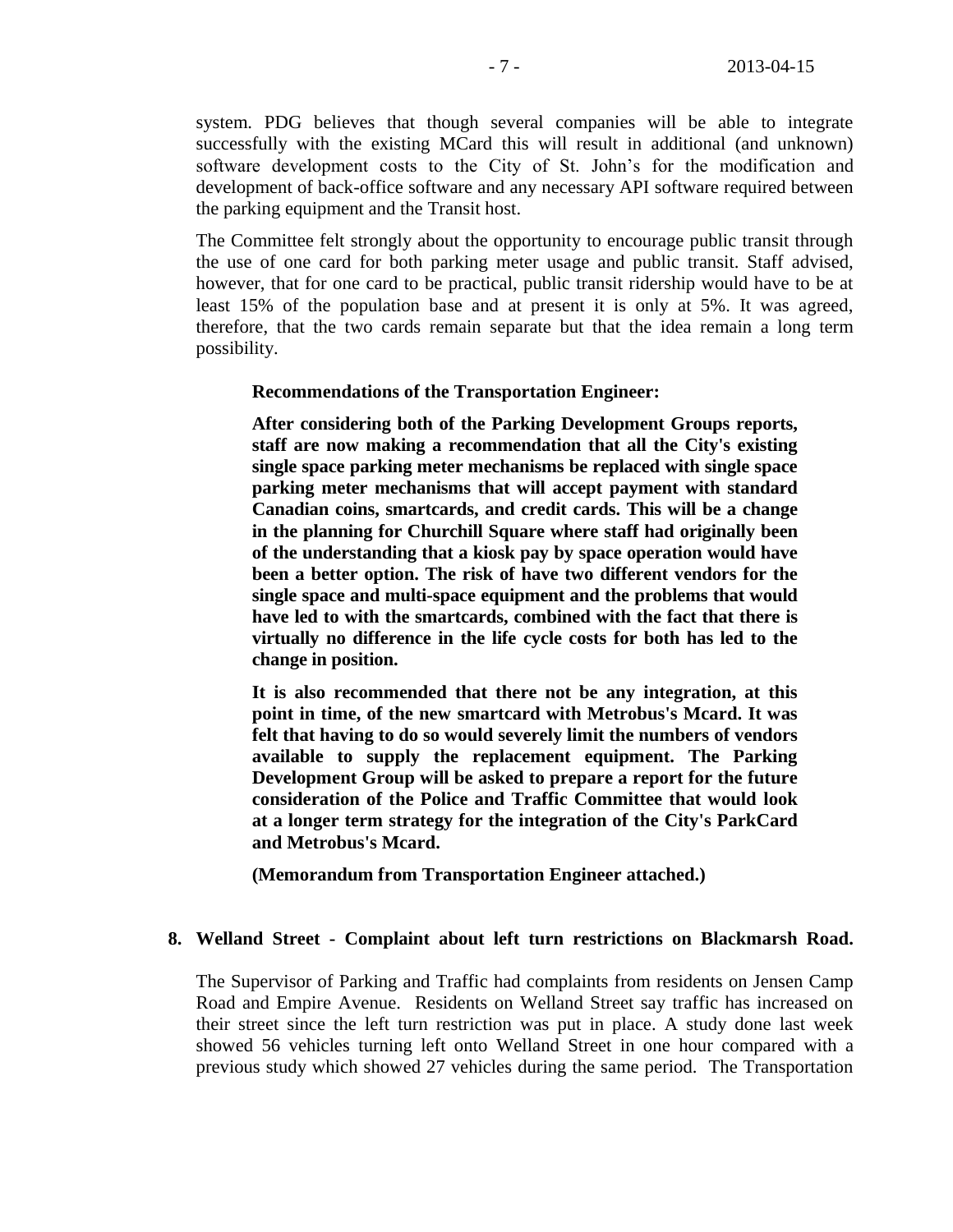system. PDG believes that though several companies will be able to integrate successfully with the existing MCard this will result in additional (and unknown) software development costs to the City of St. John's for the modification and development of back-office software and any necessary API software required between the parking equipment and the Transit host.

The Committee felt strongly about the opportunity to encourage public transit through the use of one card for both parking meter usage and public transit. Staff advised, however, that for one card to be practical, public transit ridership would have to be at least 15% of the population base and at present it is only at 5%. It was agreed, therefore, that the two cards remain separate but that the idea remain a long term possibility.

**Recommendations of the Transportation Engineer:**

**After considering both of the Parking Development Groups reports, staff are now making a recommendation that all the City's existing single space parking meter mechanisms be replaced with single space parking meter mechanisms that will accept payment with standard Canadian coins, smartcards, and credit cards. This will be a change in the planning for Churchill Square where staff had originally been of the understanding that a kiosk pay by space operation would have been a better option. The risk of have two different vendors for the single space and multi-space equipment and the problems that would have led to with the smartcards, combined with the fact that there is virtually no difference in the life cycle costs for both has led to the change in position.**

**It is also recommended that there not be any integration, at this point in time, of the new smartcard with Metrobus's Mcard. It was felt that having to do so would severely limit the numbers of vendors available to supply the replacement equipment. The Parking Development Group will be asked to prepare a report for the future consideration of the Police and Traffic Committee that would look at a longer term strategy for the integration of the City's ParkCard and Metrobus's Mcard.**

**(Memorandum from Transportation Engineer attached.)**

**8. Welland Street - Complaint about left turn restrictions on Blackmarsh Road.**

The Supervisor of Parking and Traffic had complaints from residents on Jensen Camp Road and Empire Avenue. Residents on Welland Street say traffic has increased on their street since the left turn restriction was put in place. A study done last week showed 56 vehicles turning left onto Welland Street in one hour compared with a previous study which showed 27 vehicles during the same period. The Transportation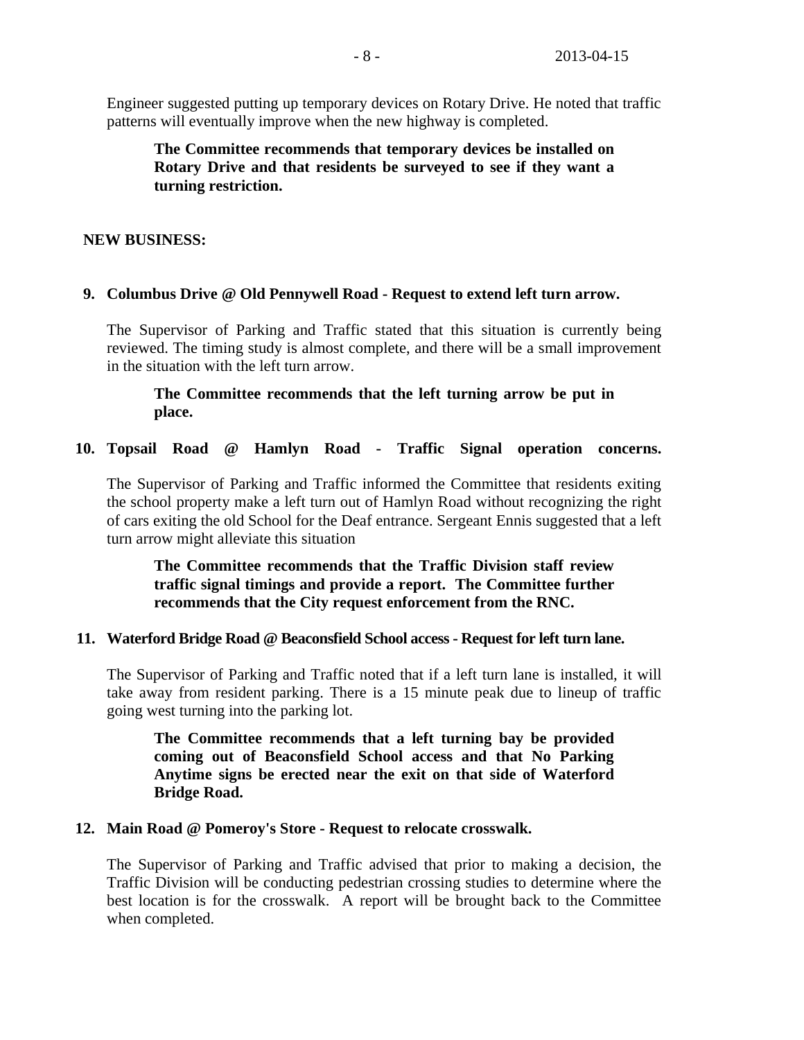Engineer suggested putting up temporary devices on Rotary Drive. He noted that traffic patterns will eventually improve when the new highway is completed.

> **The Committee recommends that temporary devices be installed on Rotary Drive and that residents be surveyed to see if they want a turning restriction.**

**NEW BUSINESS:**

**9. Columbus Drive @ Old Pennywell Road - Request to extend left turn arrow.**

The Supervisor of Parking and Traffic stated that this situation is currently being reviewed. The timing study is almost complete, and there will be a small improvement in the situation with the left turn arrow.

> **The Committee recommends that the left turning arrow be put in place.**

**10. Topsail Road @ Hamlyn Road - Traffic Signal operation concerns.**

The Supervisor of Parking and Traffic informed the Committee that residents exiting the school property make a left turn out of Hamlyn Road without recognizing the right of cars exiting the old School for the Deaf entrance. Sergeant Ennis suggested that a left turn arrow might alleviate this situation

> **The Committee recommends that the Traffic Division staff review traffic signal timings and provide a report. The Committee further recommends that the City request enforcement from the RNC.**

**11. Waterford Bridge Road @ Beaconsfield School access - Request for left turn lane.**

The Supervisor of Parking and Traffic noted that if a left turn lane is installed, it will take away from resident parking. There is a 15 minute peak due to lineup of traffic going west turning into the parking lot.

> **The Committee recommends that a left turning bay be provided coming out of Beaconsfield School access and that No Parking Anytime signs be erected near the exit on that side of Waterford Bridge Road.**

**12. Main Road @ Pomeroy's Store - Request to relocate crosswalk.**

The Supervisor of Parking and Traffic advised that prior to making a decision, the Traffic Division will be conducting pedestrian crossing studies to determine where the best location is for the crosswalk. A report will be brought back to the Committee when completed.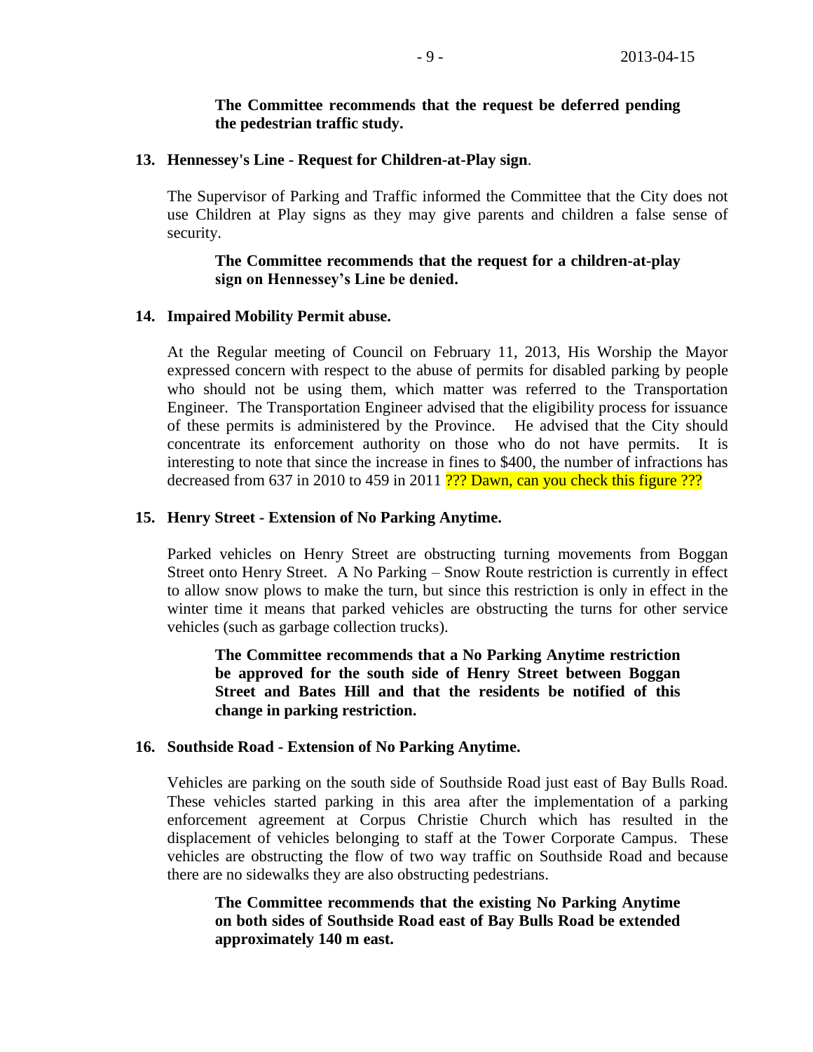**The Committee recommends that the request be deferred pending the pedestrian traffic study.**

**13. Hennessey's Line - Request for Children-at-Play sign**.

The Supervisor of Parking and Traffic informed the Committee that the City does not use Children at Play signs as they may give parents and children a false sense of security.

**The Committee recommends that the request for a children-at-play sign on Hennessey's Line be denied.**

**14. Impaired Mobility Permit abuse.**

At the Regular meeting of Council on February 11, 2013, His Worship the Mayor expressed concern with respect to the abuse of permits for disabled parking by people who should not be using them, which matter was referred to the Transportation Engineer. The Transportation Engineer advised that the eligibility process for issuance of these permits is administered by the Province. He advised that the City should concentrate its enforcement authority on those who do not have permits. It is interesting to note that since the increase in fines to $400, the number of infractions has decreased from 637 in 2010 to 459 in 2011 ??? Dawn, can you check this figure ???

**15. Henry Street - Extension of No Parking Anytime.**

Parked vehicles on Henry Street are obstructing turning movements from Boggan Street onto Henry Street. A No Parking – Snow Route restriction is currently in effect to allow snow plows to make the turn, but since this restriction is only in effect in the winter time it means that parked vehicles are obstructing the turns for other service vehicles (such as garbage collection trucks).

**The Committee recommends that a No Parking Anytime restriction be approved for the south side of Henry Street between Boggan Street and Bates Hill and that the residents be notified of this change in parking restriction.**

**16. Southside Road - Extension of No Parking Anytime.**

Vehicles are parking on the south side of Southside Road just east of Bay Bulls Road. These vehicles started parking in this area after the implementation of a parking enforcement agreement at Corpus Christie Church which has resulted in the displacement of vehicles belonging to staff at the Tower Corporate Campus. These vehicles are obstructing the flow of two way traffic on Southside Road and because there are no sidewalks they are also obstructing pedestrians.

**The Committee recommends that the existing No Parking Anytime on both sides of Southside Road east of Bay Bulls Road be extended approximately 140 m east.**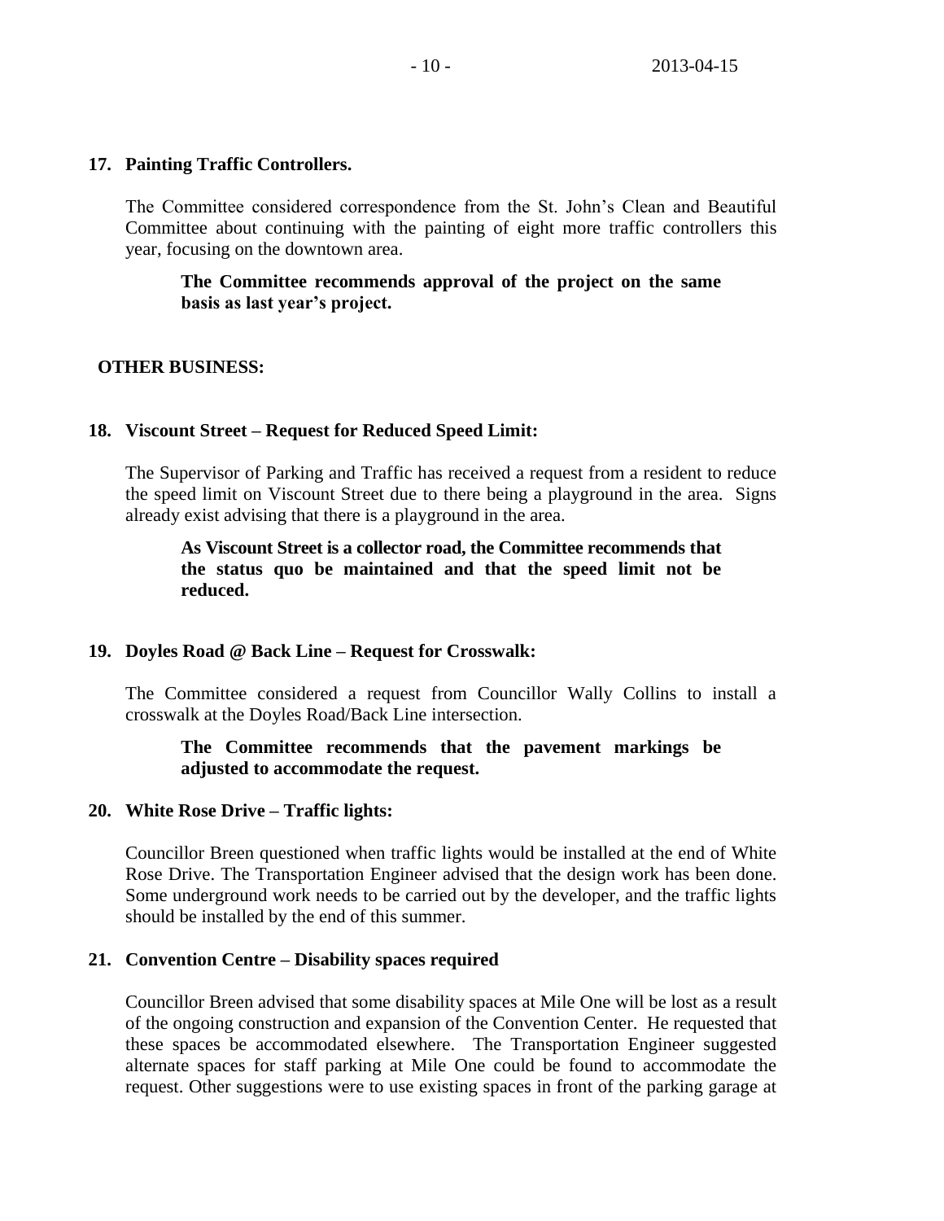**17. Painting Traffic Controllers.**

The Committee considered correspondence from the St. John's Clean and Beautiful Committee about continuing with the painting of eight more traffic controllers this year, focusing on the downtown area.

> **The Committee recommends approval of the project on the same basis as last year's project.**

**OTHER BUSINESS:**

**18. Viscount Street – Request for Reduced Speed Limit:**

The Supervisor of Parking and Traffic has received a request from a resident to reduce the speed limit on Viscount Street due to there being a playground in the area. Signs already exist advising that there is a playground in the area.

> **As Viscount Street is a collector road, the Committee recommends that the status quo be maintained and that the speed limit not be reduced.**

**19. Doyles Road @ Back Line – Request for Crosswalk:**

The Committee considered a request from Councillor Wally Collins to install a crosswalk at the Doyles Road/Back Line intersection.

> **The Committee recommends that the pavement markings be adjusted to accommodate the request.**

**20. White Rose Drive – Traffic lights:**

Councillor Breen questioned when traffic lights would be installed at the end of White Rose Drive. The Transportation Engineer advised that the design work has been done. Some underground work needs to be carried out by the developer, and the traffic lights should be installed by the end of this summer.

**21. Convention Centre – Disability spaces required**

Councillor Breen advised that some disability spaces at Mile One will be lost as a result of the ongoing construction and expansion of the Convention Center. He requested that these spaces be accommodated elsewhere. The Transportation Engineer suggested alternate spaces for staff parking at Mile One could be found to accommodate the request. Other suggestions were to use existing spaces in front of the parking garage at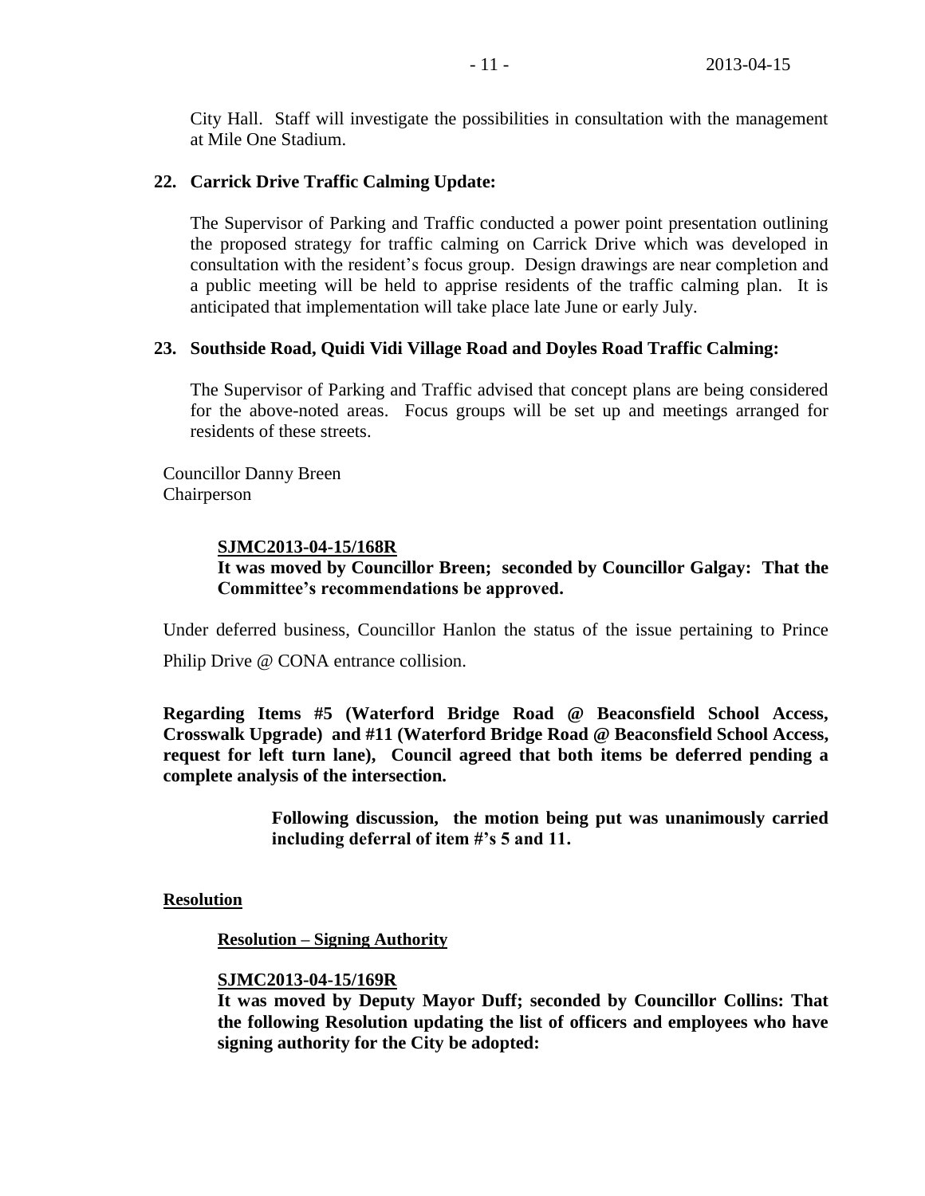City Hall. Staff will investigate the possibilities in consultation with the management at Mile One Stadium.

**22. Carrick Drive Traffic Calming Update:**

The Supervisor of Parking and Traffic conducted a power point presentation outlining the proposed strategy for traffic calming on Carrick Drive which was developed in consultation with the resident's focus group. Design drawings are near completion and a public meeting will be held to apprise residents of the traffic calming plan. It is anticipated that implementation will take place late June or early July.

**23. Southside Road, Quidi Vidi Village Road and Doyles Road Traffic Calming:**

The Supervisor of Parking and Traffic advised that concept plans are being considered for the above-noted areas. Focus groups will be set up and meetings arranged for residents of these streets.

Councillor Danny Breen
Chairperson

**SJMC2013-04-15/168R**
**It was moved by Councillor Breen; seconded by Councillor Galgay: That the Committee's recommendations be approved.**

Under deferred business, Councillor Hanlon the status of the issue pertaining to Prince Philip Drive @ CONA entrance collision.

**Regarding Items #5 (Waterford Bridge Road @ Beaconsfield School Access, Crosswalk Upgrade) and #11 (Waterford Bridge Road @ Beaconsfield School Access, request for left turn lane), Council agreed that both items be deferred pending a complete analysis of the intersection.**

**Following discussion, the motion being put was unanimously carried including deferral of item #'s 5 and 11.**

**Resolution**

**Resolution – Signing Authority**

**SJMC2013-04-15/169R**
**It was moved by Deputy Mayor Duff; seconded by Councillor Collins: That the following Resolution updating the list of officers and employees who have signing authority for the City be adopted:**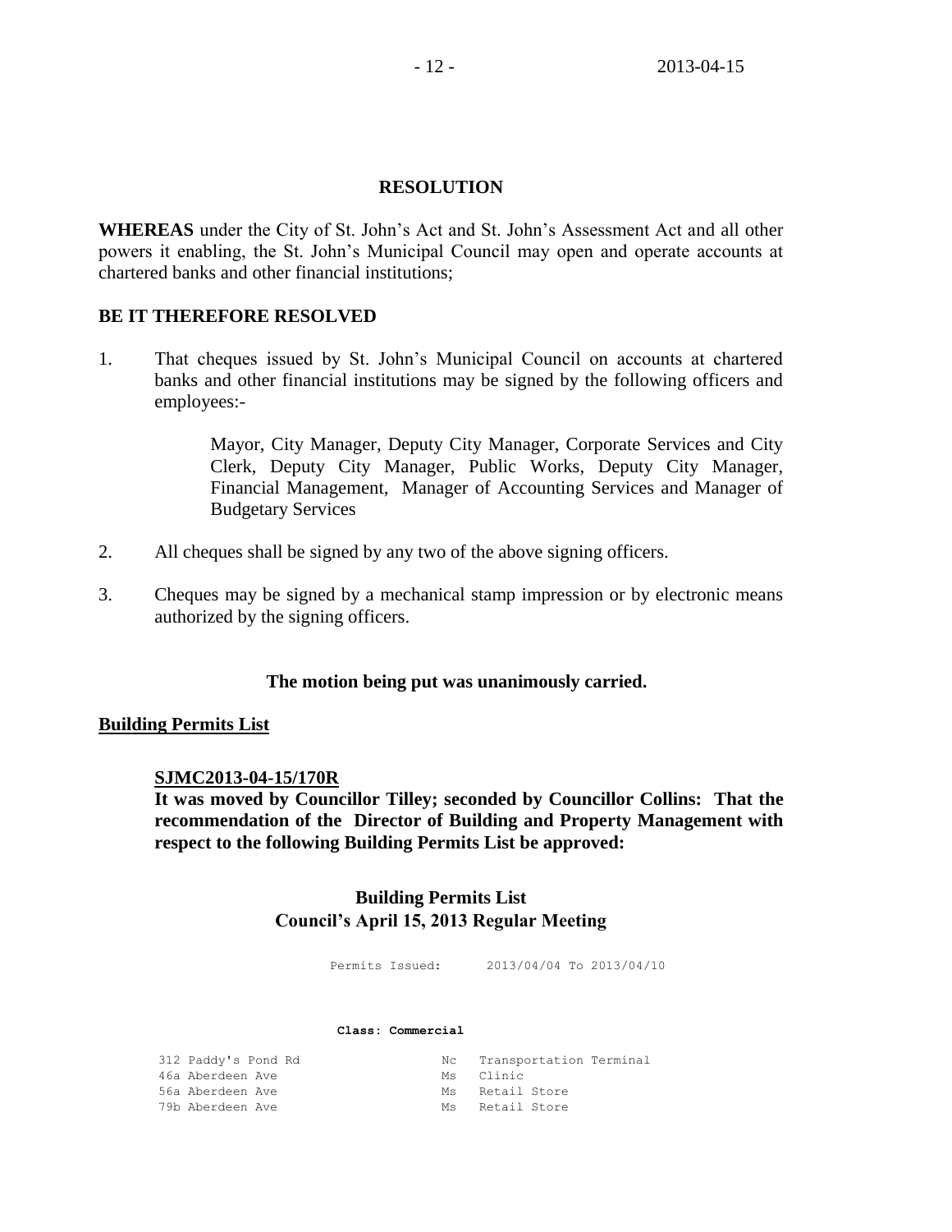## RESOLUTION

**WHEREAS** under the City of St. John's Act and St. John's Assessment Act and all other powers it enabling, the St. John's Municipal Council may open and operate accounts at chartered banks and other financial institutions;

**BE IT THEREFORE RESOLVED**

1. That cheques issued by St. John's Municipal Council on accounts at chartered banks and other financial institutions may be signed by the following officers and employees:-

   Mayor, City Manager, Deputy City Manager, Corporate Services and City Clerk, Deputy City Manager, Public Works, Deputy City Manager, Financial Management, Manager of Accounting Services and Manager of Budgetary Services

2. All cheques shall be signed by any two of the above signing officers.

3. Cheques may be signed by a mechanical stamp impression or by electronic means authorized by the signing officers.

**The motion being put was unanimously carried.**

**Building Permits List**

**SJMC2013-04-15/170R**

**It was moved by Councillor Tilley; seconded by Councillor Collins: That the recommendation of the Director of Building and Property Management with respect to the following Building Permits List be approved:**

**Building Permits List**
**Council's April 15, 2013 Regular Meeting**

Permits Issued: 2013/04/04 To 2013/04/10

**Class: Commercial**

| | | |
|---|---|---|
| 312 Paddy's Pond Rd | Nc | Transportation Terminal |
| 46a Aberdeen Ave | Ms | Clinic |
| 56a Aberdeen Ave | Ms | Retail Store |
| 79b Aberdeen Ave | Ms | Retail Store |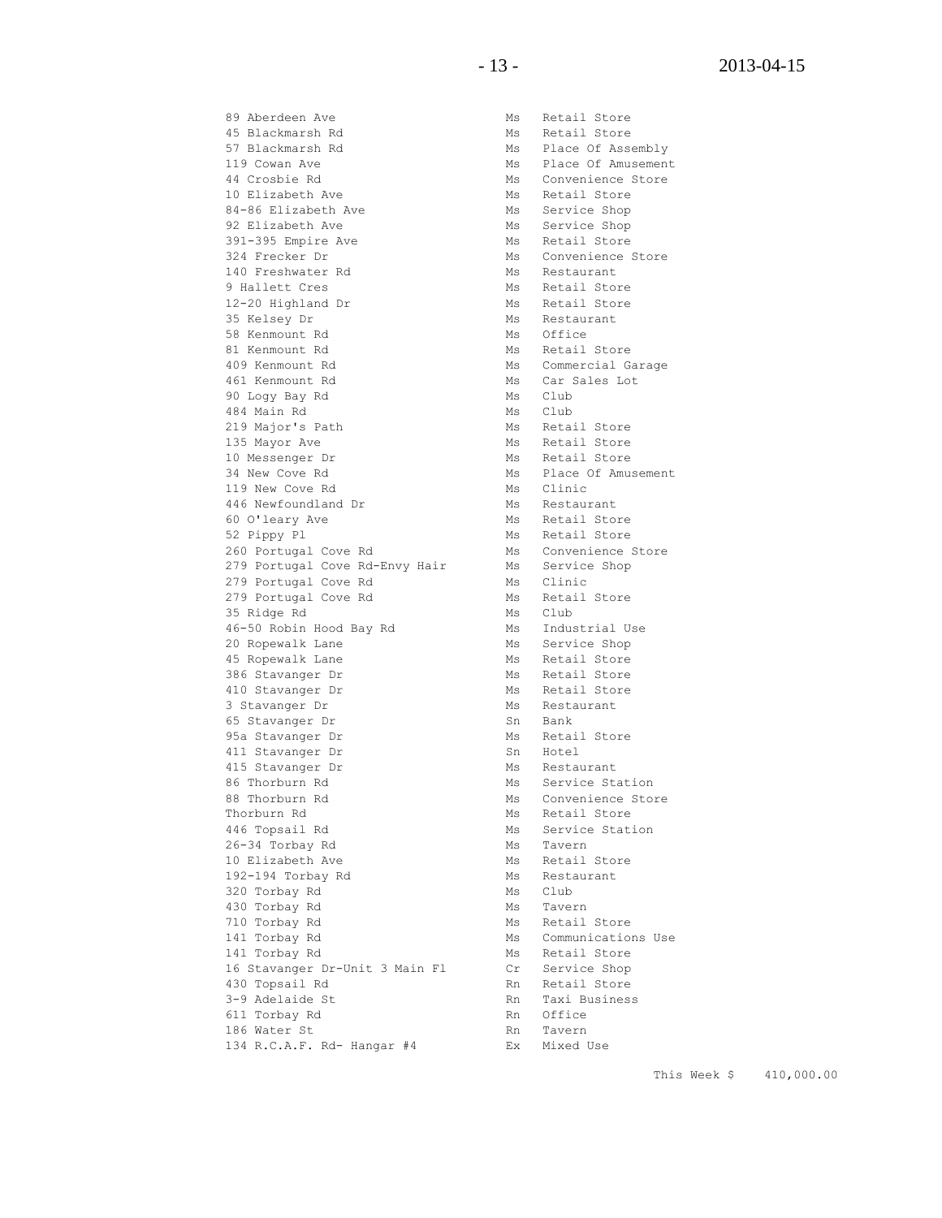| | | |
|---|---|---|
| 89 Aberdeen Ave | Ms | Retail Store |
| 45 Blackmarsh Rd | Ms | Retail Store |
| 57 Blackmarsh Rd | Ms | Place Of Assembly |
| 119 Cowan Ave | Ms | Place Of Amusement |
| 44 Crosbie Rd | Ms | Convenience Store |
| 10 Elizabeth Ave | Ms | Retail Store |
| 84-86 Elizabeth Ave | Ms | Service Shop |
| 92 Elizabeth Ave | Ms | Service Shop |
| 391-395 Empire Ave | Ms | Retail Store |
| 324 Frecker Dr | Ms | Convenience Store |
| 140 Freshwater Rd | Ms | Restaurant |
| 9 Hallett Cres | Ms | Retail Store |
| 12-20 Highland Dr | Ms | Retail Store |
| 35 Kelsey Dr | Ms | Restaurant |
| 58 Kenmount Rd | Ms | Office |
| 81 Kenmount Rd | Ms | Retail Store |
| 409 Kenmount Rd | Ms | Commercial Garage |
| 461 Kenmount Rd | Ms | Car Sales Lot |
| 90 Logy Bay Rd | Ms | Club |
| 484 Main Rd | Ms | Club |
| 219 Major's Path | Ms | Retail Store |
| 135 Mayor Ave | Ms | Retail Store |
| 10 Messenger Dr | Ms | Retail Store |
| 34 New Cove Rd | Ms | Place Of Amusement |
| 119 New Cove Rd | Ms | Clinic |
| 446 Newfoundland Dr | Ms | Restaurant |
| 60 O'leary Ave | Ms | Retail Store |
| 52 Pippy Pl | Ms | Retail Store |
| 260 Portugal Cove Rd | Ms | Convenience Store |
| 279 Portugal Cove Rd-Envy Hair | Ms | Service Shop |
| 279 Portugal Cove Rd | Ms | Clinic |
| 279 Portugal Cove Rd | Ms | Retail Store |
| 35 Ridge Rd | Ms | Club |
| 46-50 Robin Hood Bay Rd | Ms | Industrial Use |
| 20 Ropewalk Lane | Ms | Service Shop |
| 45 Ropewalk Lane | Ms | Retail Store |
| 386 Stavanger Dr | Ms | Retail Store |
| 410 Stavanger Dr | Ms | Retail Store |
| 3 Stavanger Dr | Ms | Restaurant |
| 65 Stavanger Dr | Sn | Bank |
| 95a Stavanger Dr | Ms | Retail Store |
| 411 Stavanger Dr | Sn | Hotel |
| 415 Stavanger Dr | Ms | Restaurant |
| 86 Thorburn Rd | Ms | Service Station |
| 88 Thorburn Rd | Ms | Convenience Store |
| Thorburn Rd | Ms | Retail Store |
| 446 Topsail Rd | Ms | Service Station |
| 26-34 Torbay Rd | Ms | Tavern |
| 10 Elizabeth Ave | Ms | Retail Store |
| 192-194 Torbay Rd | Ms | Restaurant |
| 320 Torbay Rd | Ms | Club |
| 430 Torbay Rd | Ms | Tavern |
| 710 Torbay Rd | Ms | Retail Store |
| 141 Torbay Rd | Ms | Communications Use |
| 141 Torbay Rd | Ms | Retail Store |
| 16 Stavanger Dr-Unit 3 Main Fl | Cr | Service Shop |
| 430 Topsail Rd | Rn | Retail Store |
| 3-9 Adelaide St | Rn | Taxi Business |
| 611 Torbay Rd | Rn | Office |
| 186 Water St | Rn | Tavern |
| 134 R.C.A.F. Rd- Hangar #4 | Ex | Mixed Use |

This Week $ 410,000.00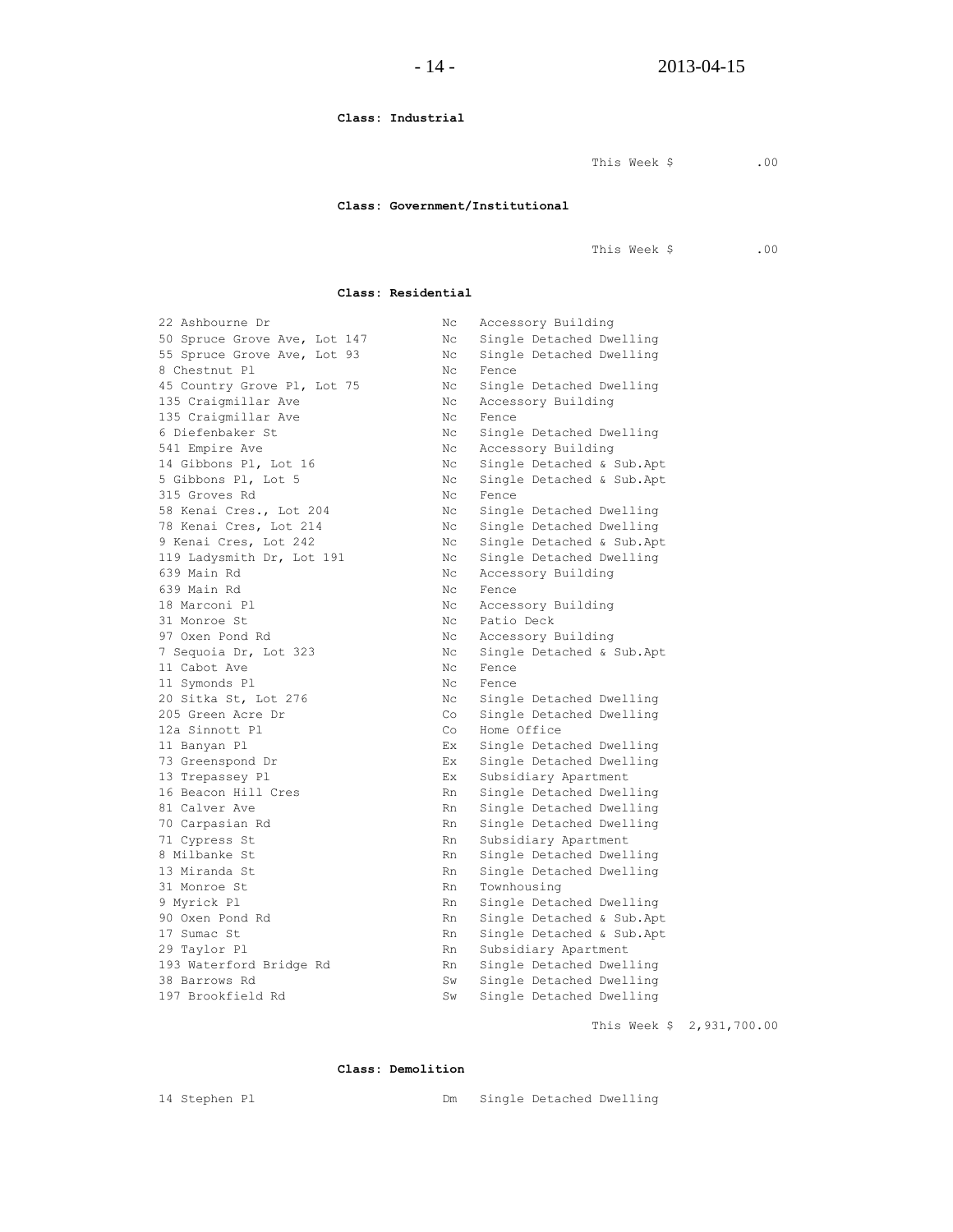**Class: Industrial**

This Week $ .00

**Class: Government/Institutional**

This Week $ .00

**Class: Residential**

| | | |
|---|---|---|
| 22 Ashbourne Dr | Nc | Accessory Building |
| 50 Spruce Grove Ave, Lot 147 | Nc | Single Detached Dwelling |
| 55 Spruce Grove Ave, Lot 93 | Nc | Single Detached Dwelling |
| 8 Chestnut Pl | Nc | Fence |
| 45 Country Grove Pl, Lot 75 | Nc | Single Detached Dwelling |
| 135 Craigmillar Ave | Nc | Accessory Building |
| 135 Craigmillar Ave | Nc | Fence |
| 6 Diefenbaker St | Nc | Single Detached Dwelling |
| 541 Empire Ave | Nc | Accessory Building |
| 14 Gibbons Pl, Lot 16 | Nc | Single Detached & Sub.Apt |
| 5 Gibbons Pl, Lot 5 | Nc | Single Detached & Sub.Apt |
| 315 Groves Rd | Nc | Fence |
| 58 Kenai Cres., Lot 204 | Nc | Single Detached Dwelling |
| 78 Kenai Cres, Lot 214 | Nc | Single Detached Dwelling |
| 9 Kenai Cres, Lot 242 | Nc | Single Detached & Sub.Apt |
| 119 Ladysmith Dr, Lot 191 | Nc | Single Detached Dwelling |
| 639 Main Rd | Nc | Accessory Building |
| 639 Main Rd | Nc | Fence |
| 18 Marconi Pl | Nc | Accessory Building |
| 31 Monroe St | Nc | Patio Deck |
| 97 Oxen Pond Rd | Nc | Accessory Building |
| 7 Sequoia Dr, Lot 323 | Nc | Single Detached & Sub.Apt |
| 11 Cabot Ave | Nc | Fence |
| 11 Symonds Pl | Nc | Fence |
| 20 Sitka St, Lot 276 | Nc | Single Detached Dwelling |
| 205 Green Acre Dr | Co | Single Detached Dwelling |
| 12a Sinnott Pl | Co | Home Office |
| 11 Banyan Pl | Ex | Single Detached Dwelling |
| 73 Greenspond Dr | Ex | Single Detached Dwelling |
| 13 Trepassey Pl | Ex | Subsidiary Apartment |
| 16 Beacon Hill Cres | Rn | Single Detached Dwelling |
| 81 Calver Ave | Rn | Single Detached Dwelling |
| 70 Carpasian Rd | Rn | Single Detached Dwelling |
| 71 Cypress St | Rn | Subsidiary Apartment |
| 8 Milbanke St | Rn | Single Detached Dwelling |
| 13 Miranda St | Rn | Single Detached Dwelling |
| 31 Monroe St | Rn | Townhousing |
| 9 Myrick Pl | Rn | Single Detached Dwelling |
| 90 Oxen Pond Rd | Rn | Single Detached & Sub.Apt |
| 17 Sumac St | Rn | Single Detached & Sub.Apt |
| 29 Taylor Pl | Rn | Subsidiary Apartment |
| 193 Waterford Bridge Rd | Rn | Single Detached Dwelling |
| 38 Barrows Rd | Sw | Single Detached Dwelling |
| 197 Brookfield Rd | Sw | Single Detached Dwelling |

This Week $ 2,931,700.00

**Class: Demolition**

| | | |
|---|---|---|
| 14 Stephen Pl | Dm | Single Detached Dwelling |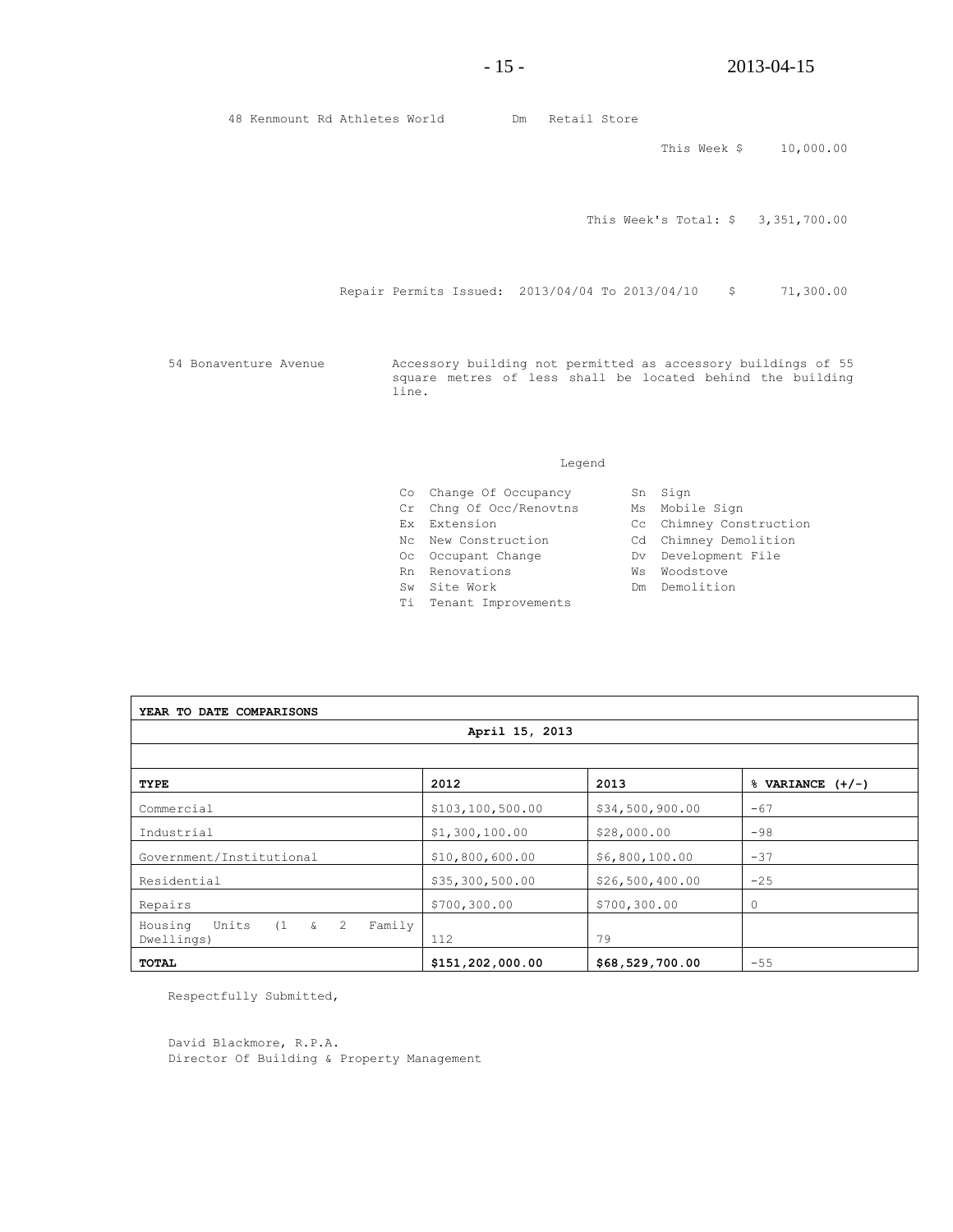48 Kenmount Rd Athletes World Dm Retail Store

This Week $ 10,000.00

This Week's Total: $ 3,351,700.00

Repair Permits Issued: 2013/04/04 To 2013/04/10 $ 71,300.00

54 Bonaventure Avenue — Accessory building not permitted as accessory buildings of 55 square metres of less shall be located behind the building line.

Legend

| | | | |
|---|---|---|---|
| Co | Change Of Occupancy | Sn | Sign |
| Cr | Chng Of Occ/Renovtns | Ms | Mobile Sign |
| Ex | Extension | Cc | Chimney Construction |
| Nc | New Construction | Cd | Chimney Demolition |
| Oc | Occupant Change | Dv | Development File |
| Rn | Renovations | Ws | Woodstove |
| Sw | Site Work | Dm | Demolition |
| Ti | Tenant Improvements | | |

**YEAR TO DATE COMPARISONS**

**April 15, 2013**

| **TYPE** | **2012** | **2013** | **% VARIANCE (+/-)** |
|---|---|---|---|
| Commercial | $103,100,500.00 | $34,500,900.00 | -67 |
| Industrial | $1,300,100.00 | $28,000.00 | -98 |
| Government/Institutional | $10,800,600.00 | $6,800,100.00 | -37 |
| Residential | $35,300,500.00 | $26,500,400.00 | -25 |
| Repairs | $700,300.00 | $700,300.00 | 0 |
| Housing Units (1 & 2 Family Dwellings) | 112 | 79 | |
| **TOTAL** | **$151,202,000.00** | **$68,529,700.00** | -55 |

Respectfully Submitted,

David Blackmore, R.P.A.
Director Of Building & Property Management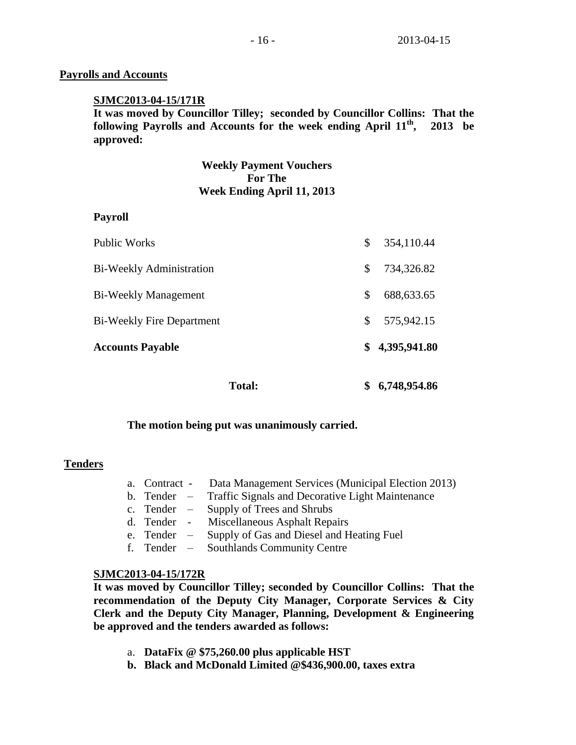**Payrolls and Accounts**

**SJMC2013-04-15/171R**

**It was moved by Councillor Tilley; seconded by Councillor Collins: That the following Payrolls and Accounts for the week ending April 11th, 2013 be approved:**

**Weekly Payment Vouchers**
**For The**
**Week Ending April 11, 2013**

**Payroll**

| | |
|---|---|
| Public Works | $ 354,110.44 |
| Bi-Weekly Administration | $ 734,326.82 |
| Bi-Weekly Management | $ 688,633.65 |
| Bi-Weekly Fire Department | $ 575,942.15 |
| **Accounts Payable** | **$ 4,395,941.80** |
| **Total:** | **$ 6,748,954.86** |

**The motion being put was unanimously carried.**

**Tenders**

a. Contract - Data Management Services (Municipal Election 2013)
b. Tender – Traffic Signals and Decorative Light Maintenance
c. Tender – Supply of Trees and Shrubs
d. Tender - Miscellaneous Asphalt Repairs
e. Tender – Supply of Gas and Diesel and Heating Fuel
f. Tender – Southlands Community Centre

**SJMC2013-04-15/172R**

**It was moved by Councillor Tilley; seconded by Councillor Collins: That the recommendation of the Deputy City Manager, Corporate Services & City Clerk and the Deputy City Manager, Planning, Development & Engineering be approved and the tenders awarded as follows:**

a. **DataFix @ $75,260.00 plus applicable HST**
**b. Black and McDonald Limited @$436,900.00, taxes extra**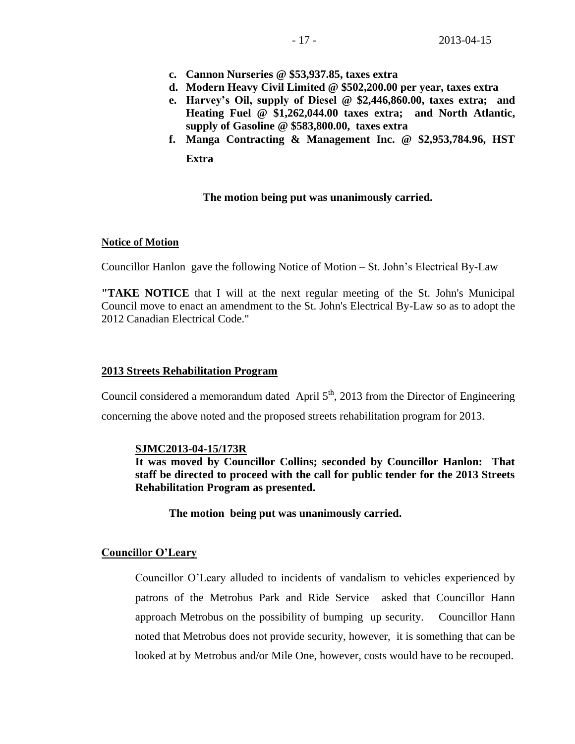- **c. Cannon Nurseries @ $53,937.85, taxes extra**
- **d. Modern Heavy Civil Limited @ $502,200.00 per year, taxes extra**
- **e. Harvey's Oil, supply of Diesel @ $2,446,860.00, taxes extra; and Heating Fuel @ $1,262,044.00 taxes extra; and North Atlantic, supply of Gasoline @ $583,800.00, taxes extra**
- **f. Manga Contracting & Management Inc. @ $2,953,784.96, HST Extra**

**The motion being put was unanimously carried.**

**Notice of Motion**

Councillor Hanlon gave the following Notice of Motion – St. John's Electrical By-Law

"**TAKE NOTICE** that I will at the next regular meeting of the St. John's Municipal Council move to enact an amendment to the St. John's Electrical By-Law so as to adopt the 2012 Canadian Electrical Code."

**2013 Streets Rehabilitation Program**

Council considered a memorandum dated April 5th, 2013 from the Director of Engineering concerning the above noted and the proposed streets rehabilitation program for 2013.

**SJMC2013-04-15/173R**
**It was moved by Councillor Collins; seconded by Councillor Hanlon: That staff be directed to proceed with the call for public tender for the 2013 Streets Rehabilitation Program as presented.**

**The motion being put was unanimously carried.**

**Councillor O'Leary**

Councillor O'Leary alluded to incidents of vandalism to vehicles experienced by patrons of the Metrobus Park and Ride Service asked that Councillor Hann approach Metrobus on the possibility of bumping up security. Councillor Hann noted that Metrobus does not provide security, however, it is something that can be looked at by Metrobus and/or Mile One, however, costs would have to be recouped.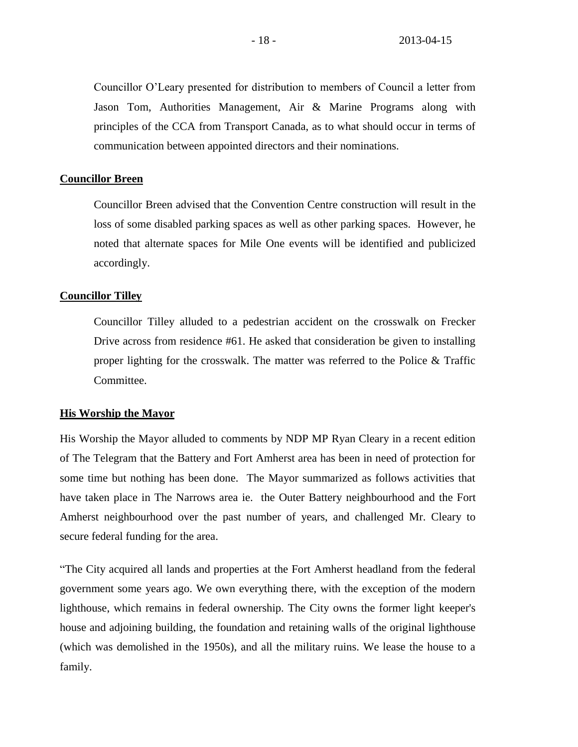Councillor O'Leary presented for distribution to members of Council a letter from Jason Tom, Authorities Management, Air & Marine Programs along with principles of the CCA from Transport Canada, as to what should occur in terms of communication between appointed directors and their nominations.

**Councillor Breen**

Councillor Breen advised that the Convention Centre construction will result in the loss of some disabled parking spaces as well as other parking spaces. However, he noted that alternate spaces for Mile One events will be identified and publicized accordingly.

**Councillor Tilley**

Councillor Tilley alluded to a pedestrian accident on the crosswalk on Frecker Drive across from residence #61. He asked that consideration be given to installing proper lighting for the crosswalk. The matter was referred to the Police & Traffic Committee.

**His Worship the Mayor**

His Worship the Mayor alluded to comments by NDP MP Ryan Cleary in a recent edition of The Telegram that the Battery and Fort Amherst area has been in need of protection for some time but nothing has been done. The Mayor summarized as follows activities that have taken place in The Narrows area ie. the Outer Battery neighbourhood and the Fort Amherst neighbourhood over the past number of years, and challenged Mr. Cleary to secure federal funding for the area.

"The City acquired all lands and properties at the Fort Amherst headland from the federal government some years ago. We own everything there, with the exception of the modern lighthouse, which remains in federal ownership. The City owns the former light keeper's house and adjoining building, the foundation and retaining walls of the original lighthouse (which was demolished in the 1950s), and all the military ruins. We lease the house to a family.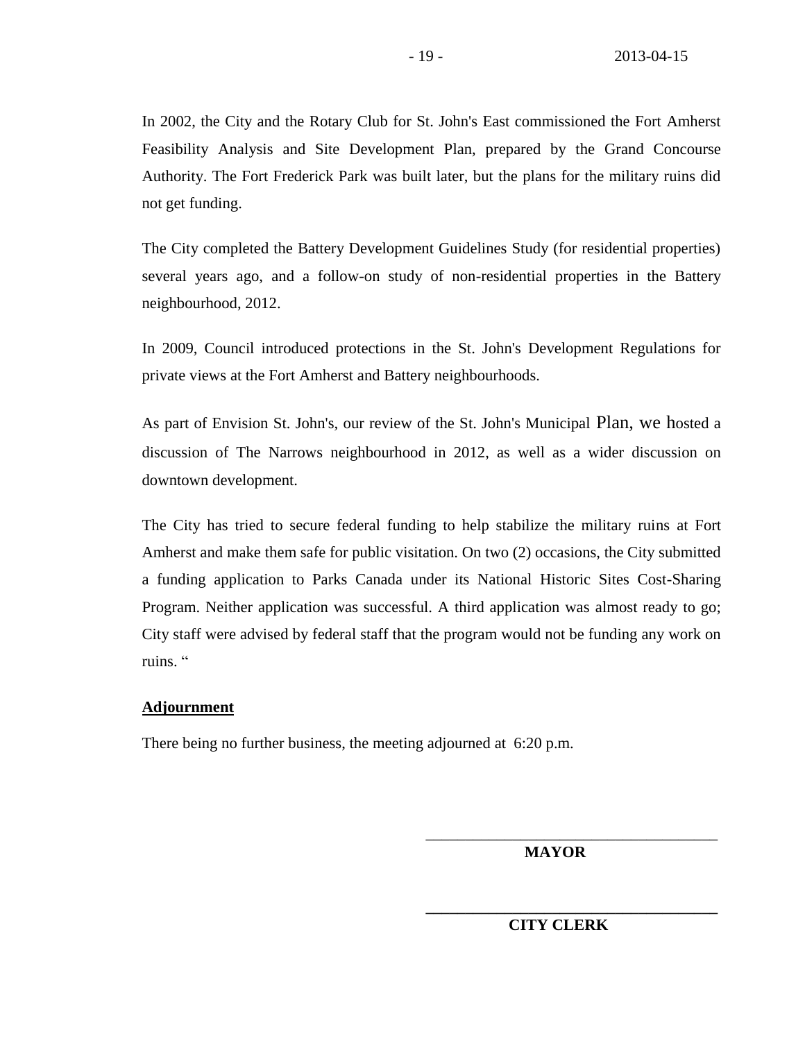In 2002, the City and the Rotary Club for St. John's East commissioned the Fort Amherst Feasibility Analysis and Site Development Plan, prepared by the Grand Concourse Authority. The Fort Frederick Park was built later, but the plans for the military ruins did not get funding.

The City completed the Battery Development Guidelines Study (for residential properties) several years ago, and a follow-on study of non-residential properties in the Battery neighbourhood, 2012.

In 2009, Council introduced protections in the St. John's Development Regulations for private views at the Fort Amherst and Battery neighbourhoods.

As part of Envision St. John's, our review of the St. John's Municipal Plan, we hosted a discussion of The Narrows neighbourhood in 2012, as well as a wider discussion on downtown development.

The City has tried to secure federal funding to help stabilize the military ruins at Fort Amherst and make them safe for public visitation. On two (2) occasions, the City submitted a funding application to Parks Canada under its National Historic Sites Cost-Sharing Program. Neither application was successful. A third application was almost ready to go; City staff were advised by federal staff that the program would not be funding any work on ruins. "

**Adjournment**

There being no further business, the meeting adjourned at 6:20 p.m.

\_\_\_\_\_\_\_\_\_\_\_\_\_\_\_\_\_\_\_\_\_\_\_\_\_\_\_\_\_\_\_\_\_\_\_\_\_\_

**MAYOR**

\_\_\_\_\_\_\_\_\_\_\_\_\_\_\_\_\_\_\_\_\_\_\_\_\_\_\_\_\_\_\_\_\_\_\_\_\_\_

**CITY CLERK**